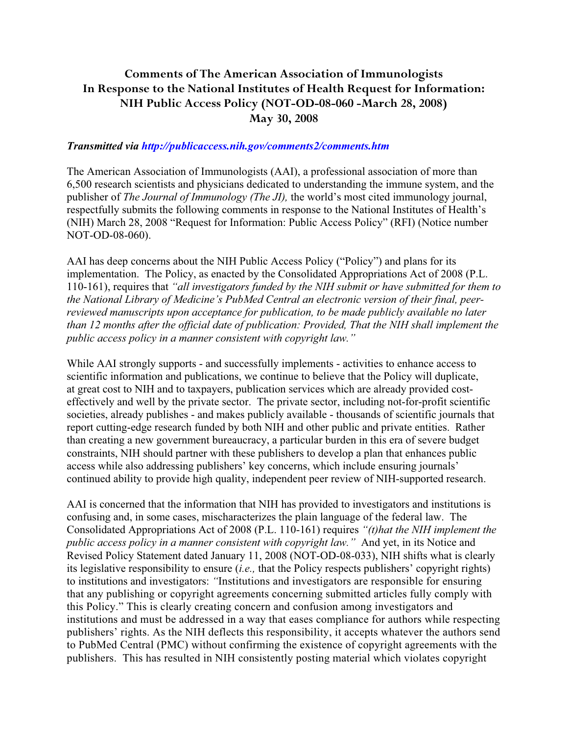# Comments of The American Association of Immunologists In Response to the National Institutes of Health Request for Information: NIH Public Access Policy (NOT-OD-08-060 -March 28, 2008) May 30, 2008

***Transmitted via http://publicaccess.nih.gov/comments2/comments.htm***

The American Association of Immunologists (AAI), a professional association of more than 6,500 research scientists and physicians dedicated to understanding the immune system, and the publisher of *The Journal of Immunology (The JI),* the world's most cited immunology journal, respectfully submits the following comments in response to the National Institutes of Health's (NIH) March 28, 2008 "Request for Information: Public Access Policy" (RFI) (Notice number NOT-OD-08-060).

AAI has deep concerns about the NIH Public Access Policy ("Policy") and plans for its implementation. The Policy, as enacted by the Consolidated Appropriations Act of 2008 (P.L. 110-161), requires that *"all investigators funded by the NIH submit or have submitted for them to the National Library of Medicine's PubMed Central an electronic version of their final, peer-reviewed manuscripts upon acceptance for publication, to be made publicly available no later than 12 months after the official date of publication: Provided, That the NIH shall implement the public access policy in a manner consistent with copyright law."*

While AAI strongly supports - and successfully implements - activities to enhance access to scientific information and publications, we continue to believe that the Policy will duplicate, at great cost to NIH and to taxpayers, publication services which are already provided cost-effectively and well by the private sector. The private sector, including not-for-profit scientific societies, already publishes - and makes publicly available - thousands of scientific journals that report cutting-edge research funded by both NIH and other public and private entities. Rather than creating a new government bureaucracy, a particular burden in this era of severe budget constraints, NIH should partner with these publishers to develop a plan that enhances public access while also addressing publishers' key concerns, which include ensuring journals' continued ability to provide high quality, independent peer review of NIH-supported research.

AAI is concerned that the information that NIH has provided to investigators and institutions is confusing and, in some cases, mischaracterizes the plain language of the federal law. The Consolidated Appropriations Act of 2008 (P.L. 110-161) requires *"(t)hat the NIH implement the public access policy in a manner consistent with copyright law."* And yet, in its Notice and Revised Policy Statement dated January 11, 2008 (NOT-OD-08-033), NIH shifts what is clearly its legislative responsibility to ensure (*i.e.,* that the Policy respects publishers' copyright rights) to institutions and investigators: *"*Institutions and investigators are responsible for ensuring that any publishing or copyright agreements concerning submitted articles fully comply with this Policy." This is clearly creating concern and confusion among investigators and institutions and must be addressed in a way that eases compliance for authors while respecting publishers' rights. As the NIH deflects this responsibility, it accepts whatever the authors send to PubMed Central (PMC) without confirming the existence of copyright agreements with the publishers. This has resulted in NIH consistently posting material which violates copyright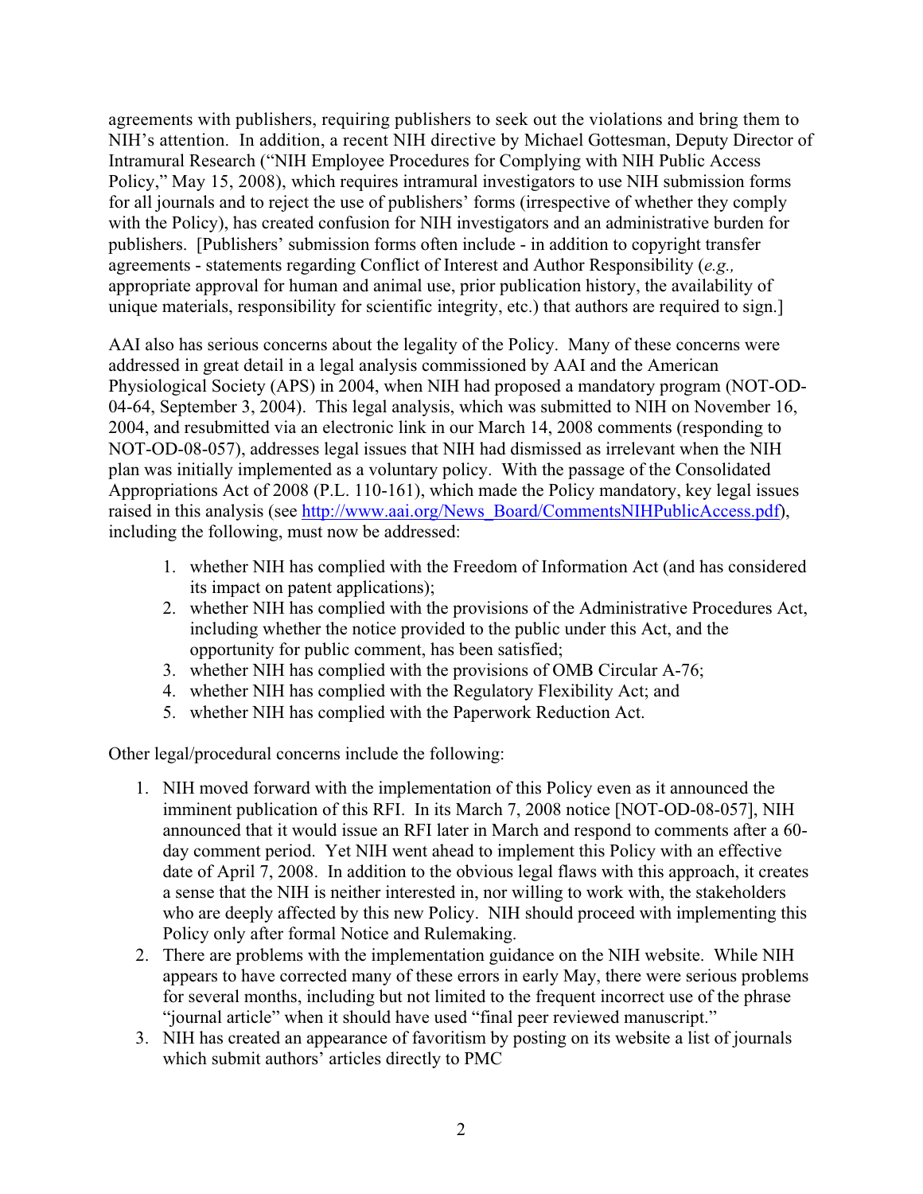agreements with publishers, requiring publishers to seek out the violations and bring them to NIH's attention. In addition, a recent NIH directive by Michael Gottesman, Deputy Director of Intramural Research ("NIH Employee Procedures for Complying with NIH Public Access Policy," May 15, 2008), which requires intramural investigators to use NIH submission forms for all journals and to reject the use of publishers' forms (irrespective of whether they comply with the Policy), has created confusion for NIH investigators and an administrative burden for publishers. [Publishers' submission forms often include - in addition to copyright transfer agreements - statements regarding Conflict of Interest and Author Responsibility (*e.g.,* appropriate approval for human and animal use, prior publication history, the availability of unique materials, responsibility for scientific integrity, etc.) that authors are required to sign.]

AAI also has serious concerns about the legality of the Policy. Many of these concerns were addressed in great detail in a legal analysis commissioned by AAI and the American Physiological Society (APS) in 2004, when NIH had proposed a mandatory program (NOT-OD-04-64, September 3, 2004). This legal analysis, which was submitted to NIH on November 16, 2004, and resubmitted via an electronic link in our March 14, 2008 comments (responding to NOT-OD-08-057), addresses legal issues that NIH had dismissed as irrelevant when the NIH plan was initially implemented as a voluntary policy. With the passage of the Consolidated Appropriations Act of 2008 (P.L. 110-161), which made the Policy mandatory, key legal issues raised in this analysis (see http://www.aai.org/News_Board/CommentsNIHPublicAccess.pdf), including the following, must now be addressed:

1. whether NIH has complied with the Freedom of Information Act (and has considered its impact on patent applications);
2. whether NIH has complied with the provisions of the Administrative Procedures Act, including whether the notice provided to the public under this Act, and the opportunity for public comment, has been satisfied;
3. whether NIH has complied with the provisions of OMB Circular A-76;
4. whether NIH has complied with the Regulatory Flexibility Act; and
5. whether NIH has complied with the Paperwork Reduction Act.

Other legal/procedural concerns include the following:

1. NIH moved forward with the implementation of this Policy even as it announced the imminent publication of this RFI. In its March 7, 2008 notice [NOT-OD-08-057], NIH announced that it would issue an RFI later in March and respond to comments after a 60-day comment period. Yet NIH went ahead to implement this Policy with an effective date of April 7, 2008. In addition to the obvious legal flaws with this approach, it creates a sense that the NIH is neither interested in, nor willing to work with, the stakeholders who are deeply affected by this new Policy. NIH should proceed with implementing this Policy only after formal Notice and Rulemaking.
2. There are problems with the implementation guidance on the NIH website. While NIH appears to have corrected many of these errors in early May, there were serious problems for several months, including but not limited to the frequent incorrect use of the phrase "journal article" when it should have used "final peer reviewed manuscript."
3. NIH has created an appearance of favoritism by posting on its website a list of journals which submit authors' articles directly to PMC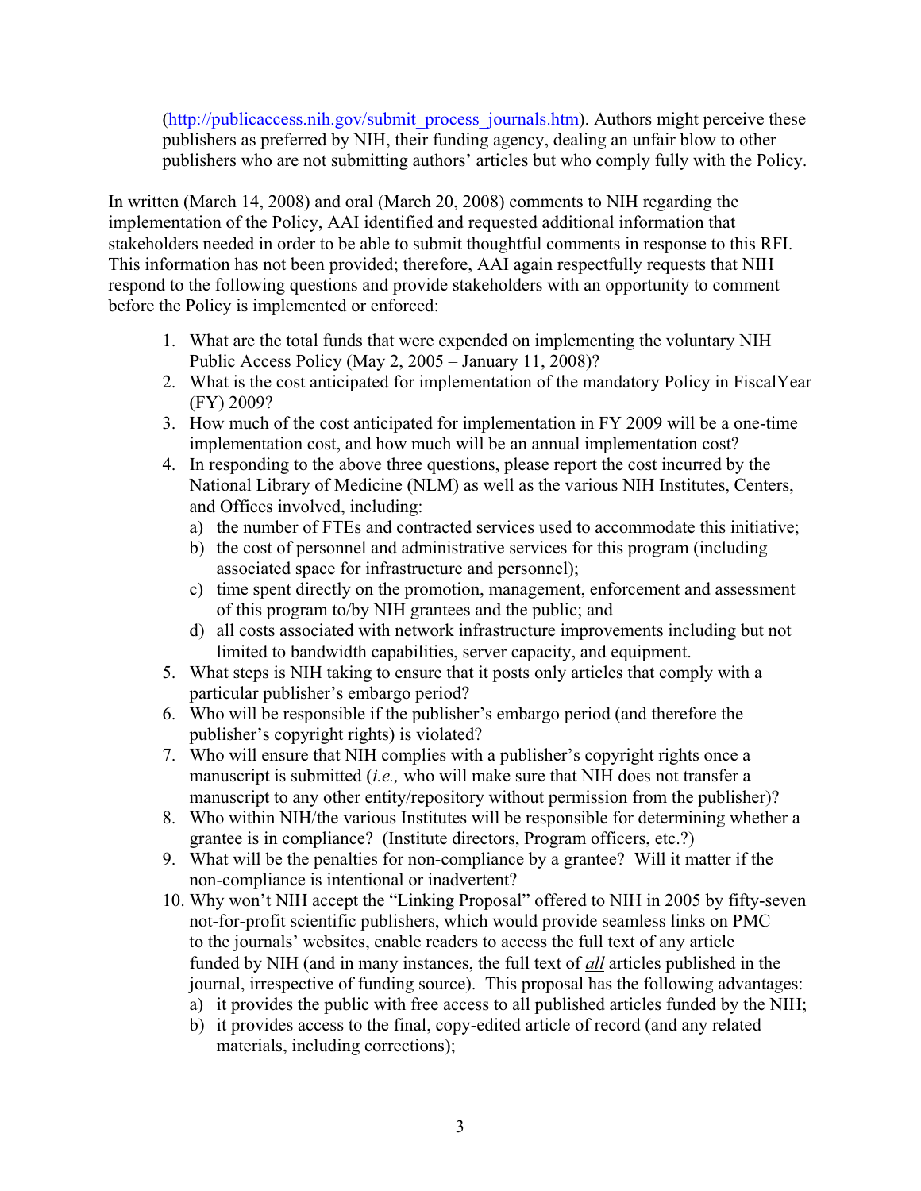(http://publicaccess.nih.gov/submit_process_journals.htm). Authors might perceive these publishers as preferred by NIH, their funding agency, dealing an unfair blow to other publishers who are not submitting authors' articles but who comply fully with the Policy.

In written (March 14, 2008) and oral (March 20, 2008) comments to NIH regarding the implementation of the Policy, AAI identified and requested additional information that stakeholders needed in order to be able to submit thoughtful comments in response to this RFI. This information has not been provided; therefore, AAI again respectfully requests that NIH respond to the following questions and provide stakeholders with an opportunity to comment before the Policy is implemented or enforced:

1. What are the total funds that were expended on implementing the voluntary NIH Public Access Policy (May 2, 2005 – January 11, 2008)?
2. What is the cost anticipated for implementation of the mandatory Policy in FiscalYear (FY) 2009?
3. How much of the cost anticipated for implementation in FY 2009 will be a one-time implementation cost, and how much will be an annual implementation cost?
4. In responding to the above three questions, please report the cost incurred by the National Library of Medicine (NLM) as well as the various NIH Institutes, Centers, and Offices involved, including:
   a) the number of FTEs and contracted services used to accommodate this initiative;
   b) the cost of personnel and administrative services for this program (including associated space for infrastructure and personnel);
   c) time spent directly on the promotion, management, enforcement and assessment of this program to/by NIH grantees and the public; and
   d) all costs associated with network infrastructure improvements including but not limited to bandwidth capabilities, server capacity, and equipment.
5. What steps is NIH taking to ensure that it posts only articles that comply with a particular publisher's embargo period?
6. Who will be responsible if the publisher's embargo period (and therefore the publisher's copyright rights) is violated?
7. Who will ensure that NIH complies with a publisher's copyright rights once a manuscript is submitted (*i.e.,* who will make sure that NIH does not transfer a manuscript to any other entity/repository without permission from the publisher)?
8. Who within NIH/the various Institutes will be responsible for determining whether a grantee is in compliance? (Institute directors, Program officers, etc.?)
9. What will be the penalties for non-compliance by a grantee? Will it matter if the non-compliance is intentional or inadvertent?
10. Why won't NIH accept the "Linking Proposal" offered to NIH in 2005 by fifty-seven not-for-profit scientific publishers, which would provide seamless links on PMC to the journals' websites, enable readers to access the full text of any article funded by NIH (and in many instances, the full text of ***all*** articles published in the journal, irrespective of funding source). This proposal has the following advantages:
    a) it provides the public with free access to all published articles funded by the NIH;
    b) it provides access to the final, copy-edited article of record (and any related materials, including corrections);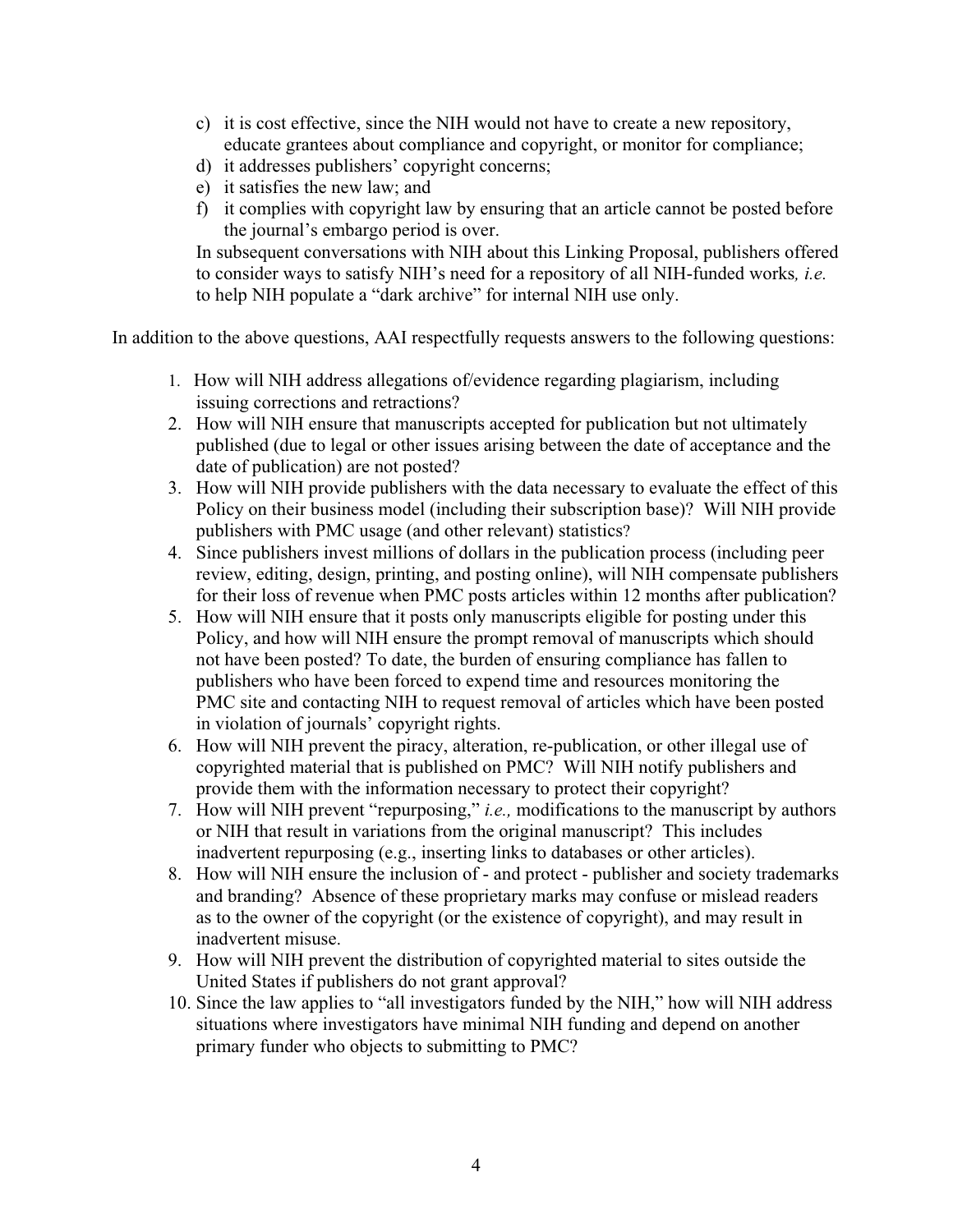c) it is cost effective, since the NIH would not have to create a new repository, educate grantees about compliance and copyright, or monitor for compliance;
d) it addresses publishers' copyright concerns;
e) it satisfies the new law; and
f) it complies with copyright law by ensuring that an article cannot be posted before the journal's embargo period is over.

In subsequent conversations with NIH about this Linking Proposal, publishers offered to consider ways to satisfy NIH's need for a repository of all NIH-funded works*, i.e.* to help NIH populate a "dark archive" for internal NIH use only.

In addition to the above questions, AAI respectfully requests answers to the following questions:

1. How will NIH address allegations of/evidence regarding plagiarism, including issuing corrections and retractions?
2. How will NIH ensure that manuscripts accepted for publication but not ultimately published (due to legal or other issues arising between the date of acceptance and the date of publication) are not posted?
3. How will NIH provide publishers with the data necessary to evaluate the effect of this Policy on their business model (including their subscription base)? Will NIH provide publishers with PMC usage (and other relevant) statistics?
4. Since publishers invest millions of dollars in the publication process (including peer review, editing, design, printing, and posting online), will NIH compensate publishers for their loss of revenue when PMC posts articles within 12 months after publication?
5. How will NIH ensure that it posts only manuscripts eligible for posting under this Policy, and how will NIH ensure the prompt removal of manuscripts which should not have been posted? To date, the burden of ensuring compliance has fallen to publishers who have been forced to expend time and resources monitoring the PMC site and contacting NIH to request removal of articles which have been posted in violation of journals' copyright rights.
6. How will NIH prevent the piracy, alteration, re-publication, or other illegal use of copyrighted material that is published on PMC? Will NIH notify publishers and provide them with the information necessary to protect their copyright?
7. How will NIH prevent "repurposing," *i.e.,* modifications to the manuscript by authors or NIH that result in variations from the original manuscript? This includes inadvertent repurposing (e.g., inserting links to databases or other articles).
8. How will NIH ensure the inclusion of - and protect - publisher and society trademarks and branding? Absence of these proprietary marks may confuse or mislead readers as to the owner of the copyright (or the existence of copyright), and may result in inadvertent misuse.
9. How will NIH prevent the distribution of copyrighted material to sites outside the United States if publishers do not grant approval?
10. Since the law applies to "all investigators funded by the NIH," how will NIH address situations where investigators have minimal NIH funding and depend on another primary funder who objects to submitting to PMC?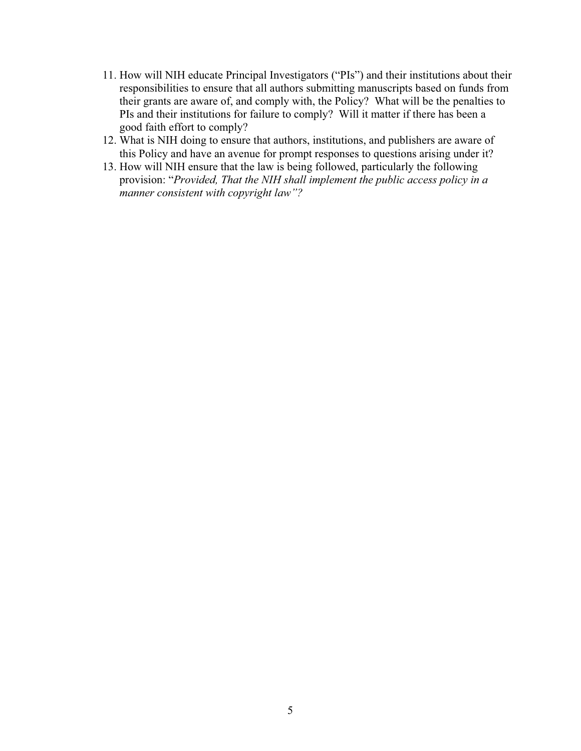11. How will NIH educate Principal Investigators ("PIs") and their institutions about their responsibilities to ensure that all authors submitting manuscripts based on funds from their grants are aware of, and comply with, the Policy? What will be the penalties to PIs and their institutions for failure to comply? Will it matter if there has been a good faith effort to comply?
12. What is NIH doing to ensure that authors, institutions, and publishers are aware of this Policy and have an avenue for prompt responses to questions arising under it?
13. How will NIH ensure that the law is being followed, particularly the following provision: "*Provided, That the NIH shall implement the public access policy in a manner consistent with copyright law"?*